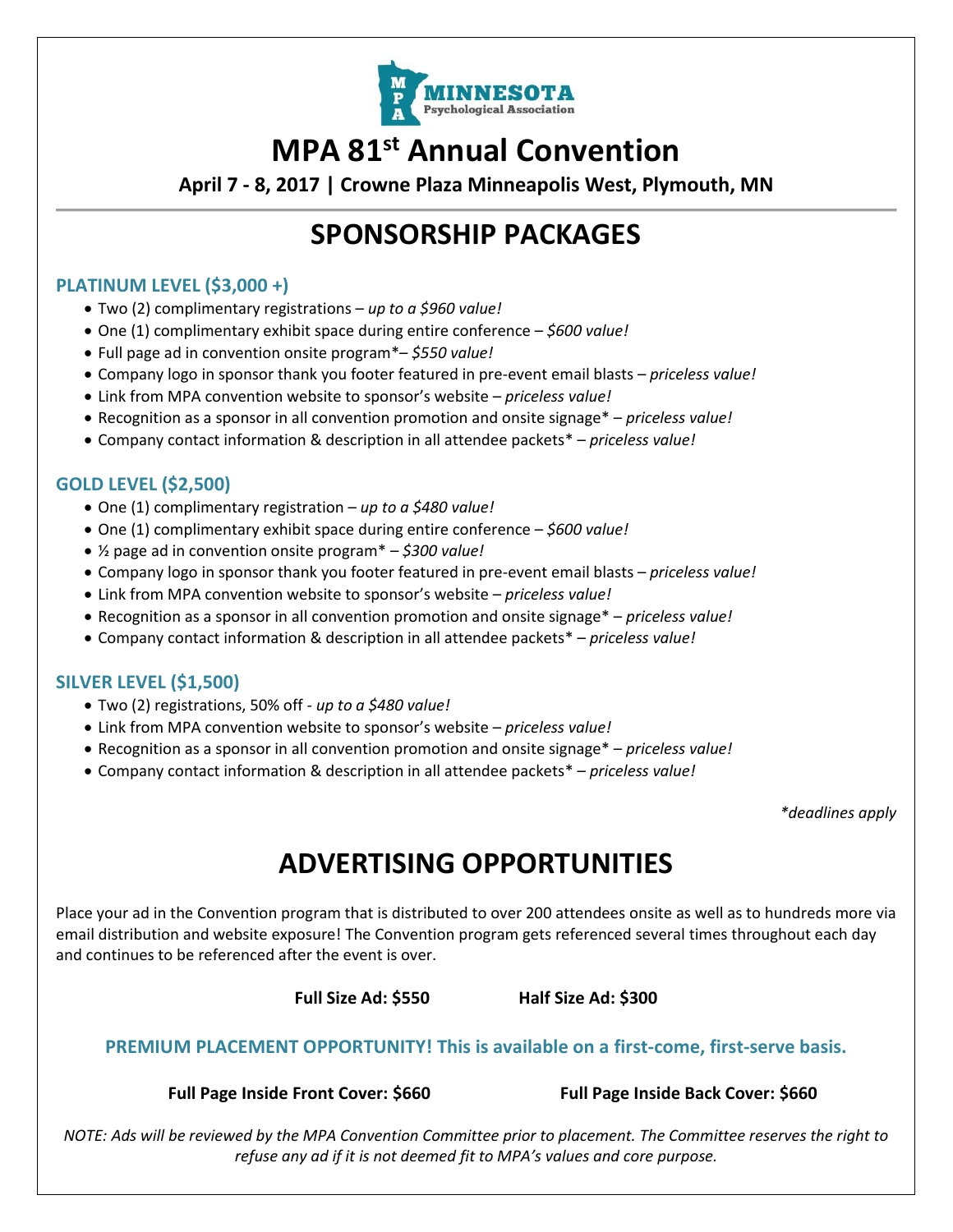MINNESOTA Psychological Association

# MPA 81st Annual Convention

**April 7 - 8, 2017 | Crowne Plaza Minneapolis West, Plymouth, MN**

## SPONSORSHIP PACKAGES

### PLATINUM LEVEL ($3,000 +)

- Two (2) complimentary registrations – *up to a $960 value!*
- One (1) complimentary exhibit space during entire conference – *$600 value!*
- Full page ad in convention onsite program*– *$550 value!*
- Company logo in sponsor thank you footer featured in pre-event email blasts – *priceless value!*
- Link from MPA convention website to sponsor's website – *priceless value!*
- Recognition as a sponsor in all convention promotion and onsite signage* – *priceless value!*
- Company contact information & description in all attendee packets* – *priceless value!*

### GOLD LEVEL ($2,500)

- One (1) complimentary registration – *up to a $480 value!*
- One (1) complimentary exhibit space during entire conference – *$600 value!*
- ½ page ad in convention onsite program* – *$300 value!*
- Company logo in sponsor thank you footer featured in pre-event email blasts – *priceless value!*
- Link from MPA convention website to sponsor's website – *priceless value!*
- Recognition as a sponsor in all convention promotion and onsite signage* – *priceless value!*
- Company contact information & description in all attendee packets* – *priceless value!*

### SILVER LEVEL ($1,500)

- Two (2) registrations, 50% off - *up to a $480 value!*
- Link from MPA convention website to sponsor's website – *priceless value!*
- Recognition as a sponsor in all convention promotion and onsite signage* – *priceless value!*
- Company contact information & description in all attendee packets* – *priceless value!*

*\*deadlines apply*

## ADVERTISING OPPORTUNITIES

Place your ad in the Convention program that is distributed to over 200 attendees onsite as well as to hundreds more via email distribution and website exposure! The Convention program gets referenced several times throughout each day and continues to be referenced after the event is over.

**Full Size Ad: $550** **Half Size Ad: $300**

**PREMIUM PLACEMENT OPPORTUNITY! This is available on a first-come, first-serve basis.**

**Full Page Inside Front Cover: $660** **Full Page Inside Back Cover: $660**

*NOTE: Ads will be reviewed by the MPA Convention Committee prior to placement. The Committee reserves the right to refuse any ad if it is not deemed fit to MPA's values and core purpose.*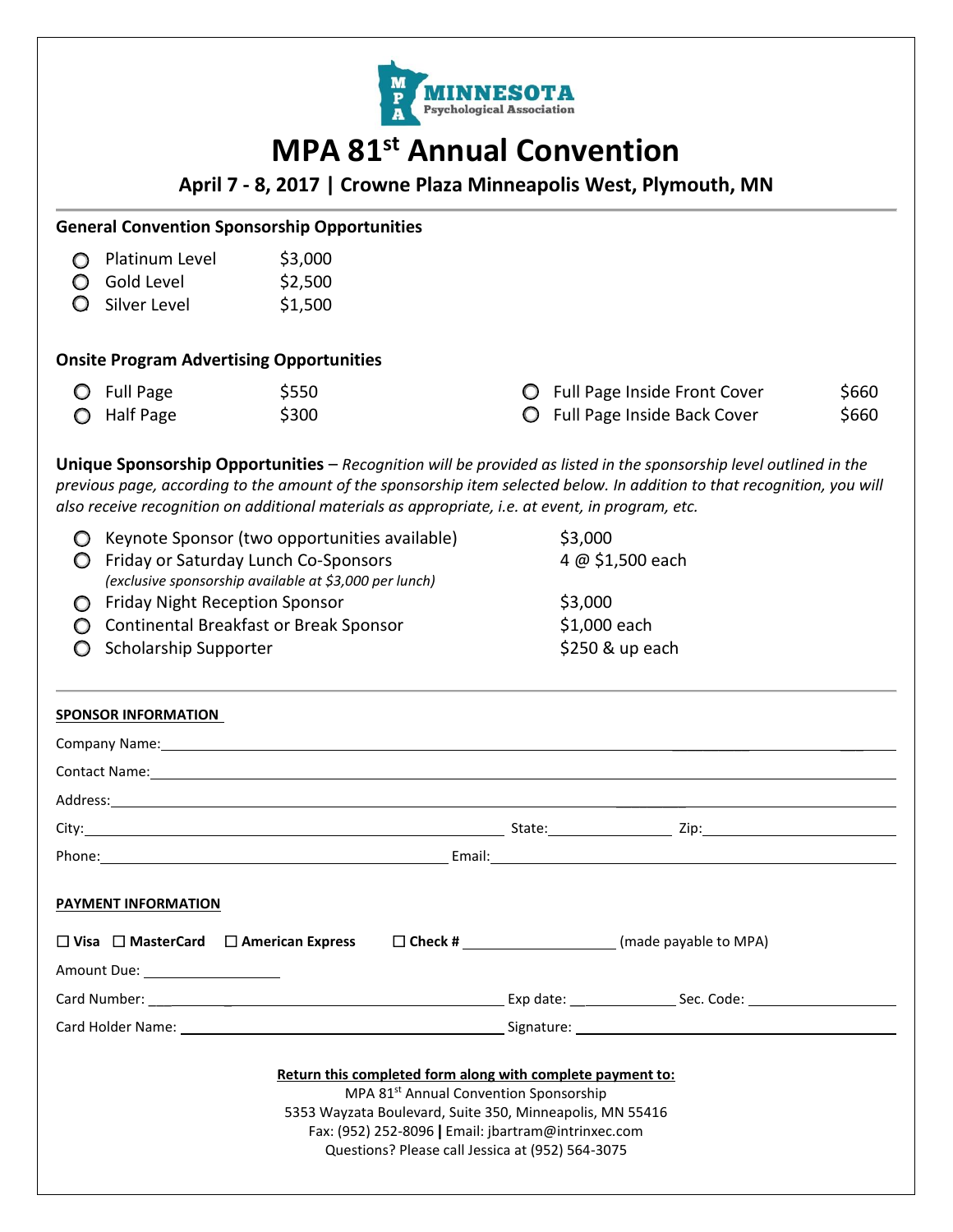MINNESOTA Psychological Association

# MPA 81st Annual Convention

**April 7 - 8, 2017 | Crowne Plaza Minneapolis West, Plymouth, MN**

## General Convention Sponsorship Opportunities

- ○ Platinum Level $3,000
- ○ Gold Level $2,500
- ○ Silver Level $1,500

## Onsite Program Advertising Opportunities

- ○ Full Page $550
- ○ Half Page $300
- ○ Full Page Inside Front Cover $660
- ○ Full Page Inside Back Cover $660

**Unique Sponsorship Opportunities** – *Recognition will be provided as listed in the sponsorship level outlined in the previous page, according to the amount of the sponsorship item selected below. In addition to that recognition, you will also receive recognition on additional materials as appropriate, i.e. at event, in program, etc.*

- ○ Keynote Sponsor (two opportunities available) $3,000
- ○ Friday or Saturday Lunch Co-Sponsors 4 @ $1,500 each
  *(exclusive sponsorship available at $3,000 per lunch)*
- ○ Friday Night Reception Sponsor $3,000
- ○ Continental Breakfast or Break Sponsor $1,000 each
- ○ Scholarship Supporter $250 & up each

**SPONSOR INFORMATION**

Company Name: ____________________

Contact Name: ____________________

Address: ____________________

City: ____________________ State: __________ Zip: __________

Phone: ____________________ Email: ____________________

**PAYMENT INFORMATION**

☐ **Visa** ☐ **MasterCard** ☐ **American Express** ☐ **Check #** __________ (made payable to MPA)

Amount Due: __________

Card Number: ____________________ Exp date: __________ Sec. Code: __________

Card Holder Name: ____________________ Signature: ____________________

**Return this completed form along with complete payment to:**

MPA 81st Annual Convention Sponsorship
5353 Wayzata Boulevard, Suite 350, Minneapolis, MN 55416
Fax: (952) 252-8096 | Email: jbartram@intrinxec.com
Questions? Please call Jessica at (952) 564-3075